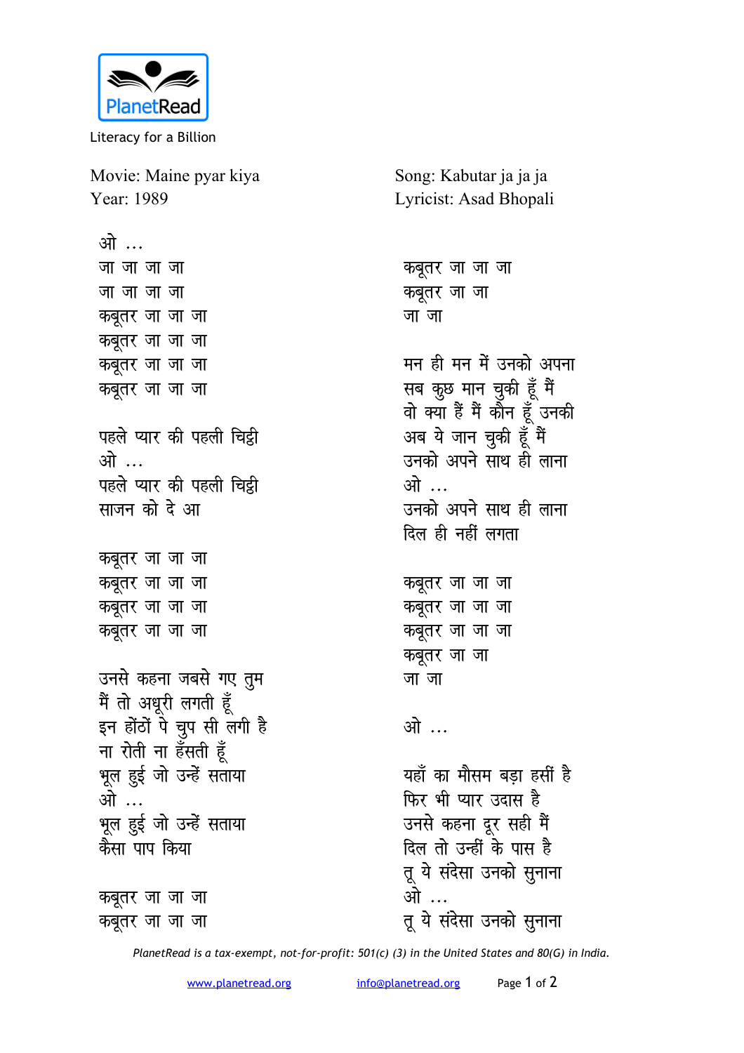PlanetRead

Literacy for a Billion

Movie: Maine pyar kiya
Year: 1989

Song: Kabutar ja ja ja
Lyricist: Asad Bhopali

ओ ...
जा जा जा जा
जा जा जा जा
कबूतर जा जा जा
कबूतर जा जा जा
कबूतर जा जा जा
कबूतर जा जा जा

पहले प्यार की पहली चिट्ठी
ओ ...
पहले प्यार की पहली चिट्ठी
साजन को दे आ

कबूतर जा जा जा
कबूतर जा जा जा
कबूतर जा जा जा
कबूतर जा जा जा

उनसे कहना जबसे गए तुम
मैं तो अधूरी लगती हूँ
इन होंठों पे चुप सी लगी है
ना रोती ना हँसती हूँ
भूल हुई जो उन्हें सताया
ओ ...
भूल हुई जो उन्हें सताया
कैसा पाप किया

कबूतर जा जा जा
कबूतर जा जा जा
कबूतर जा जा जा
कबूतर जा जा
जा जा

मन ही मन में उनको अपना
सब कुछ मान चुकी हूँ मैं
वो क्या हैं मैं कौन हूँ उनकी
अब ये जान चुकी हूँ मैं
उनको अपने साथ ही लाना
ओ ...
उनको अपने साथ ही लाना
दिल ही नहीं लगता

कबूतर जा जा जा
कबूतर जा जा जा
कबूतर जा जा जा
कबूतर जा जा
जा जा

ओ ...

यहाँ का मौसम बड़ा हसीं है
फिर भी प्यार उदास है
उनसे कहना दूर सही मैं
दिल तो उन्हीं के पास है
तू ये संदेसा उनको सुनाना
ओ ...
तू ये संदेसा उनको सुनाना

*PlanetRead is a tax-exempt, not-for-profit: 501(c) (3) in the United States and 80(G) in India.*

www.planetread.org info@planetread.org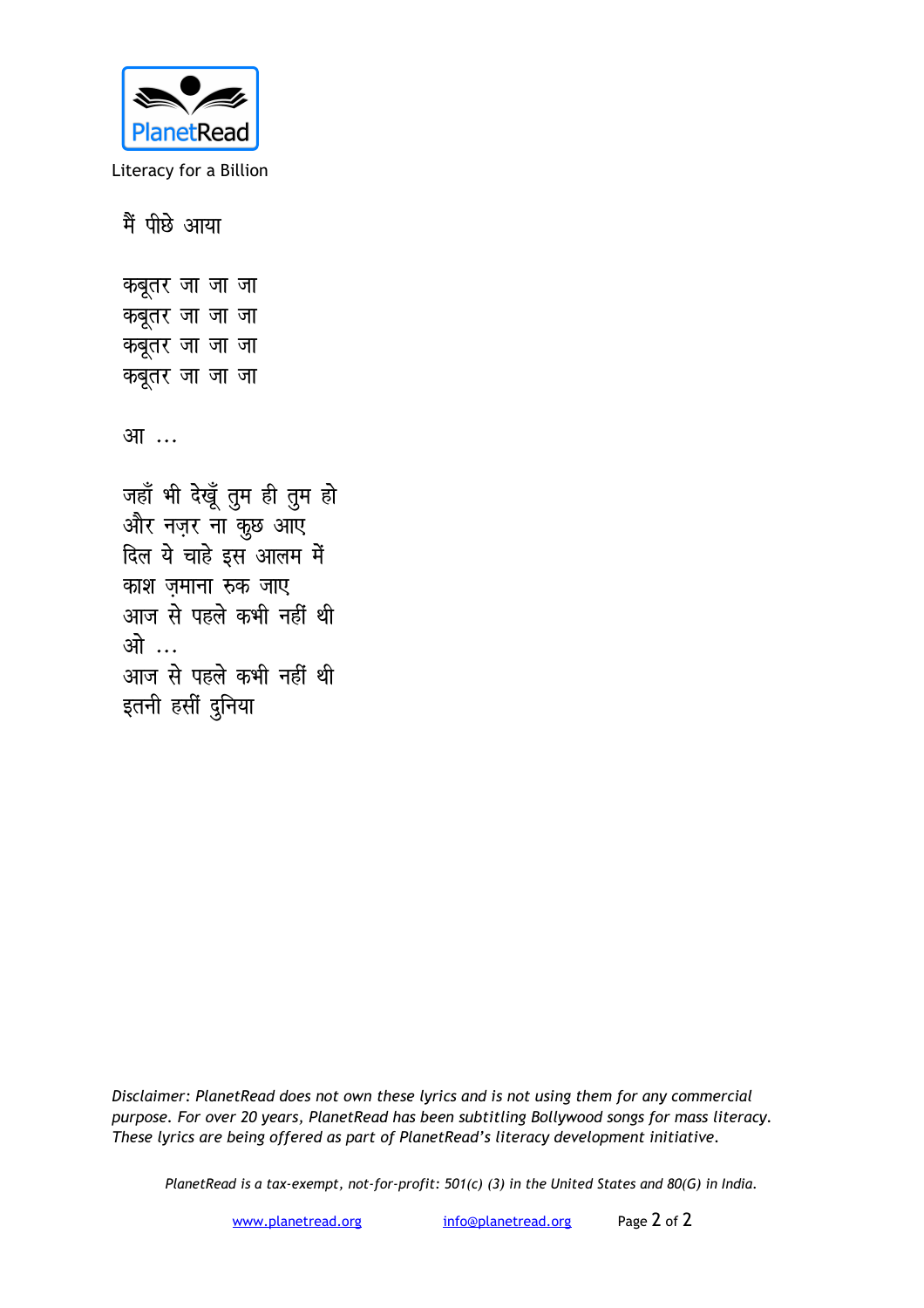मैं पीछे आया

कबूतर जा जा जा
कबूतर जा जा जा
कबूतर जा जा जा
कबूतर जा जा जा

आ ...

जहाँ भी देखूँ तुम ही तुम हो
और नज़र ना कुछ आए
दिल ये चाहे इस आलम में
काश ज़माना रुक जाए
आज से पहले कभी नहीं थी
ओ ...
आज से पहले कभी नहीं थी
इतनी हसीं दुनिया

*Disclaimer: PlanetRead does not own these lyrics and is not using them for any commercial purpose. For over 20 years, PlanetRead has been subtitling Bollywood songs for mass literacy. These lyrics are being offered as part of PlanetRead's literacy development initiative.*

*PlanetRead is a tax-exempt, not-for-profit: 501(c) (3) in the United States and 80(G) in India.*

www.planetread.org info@planetread.org